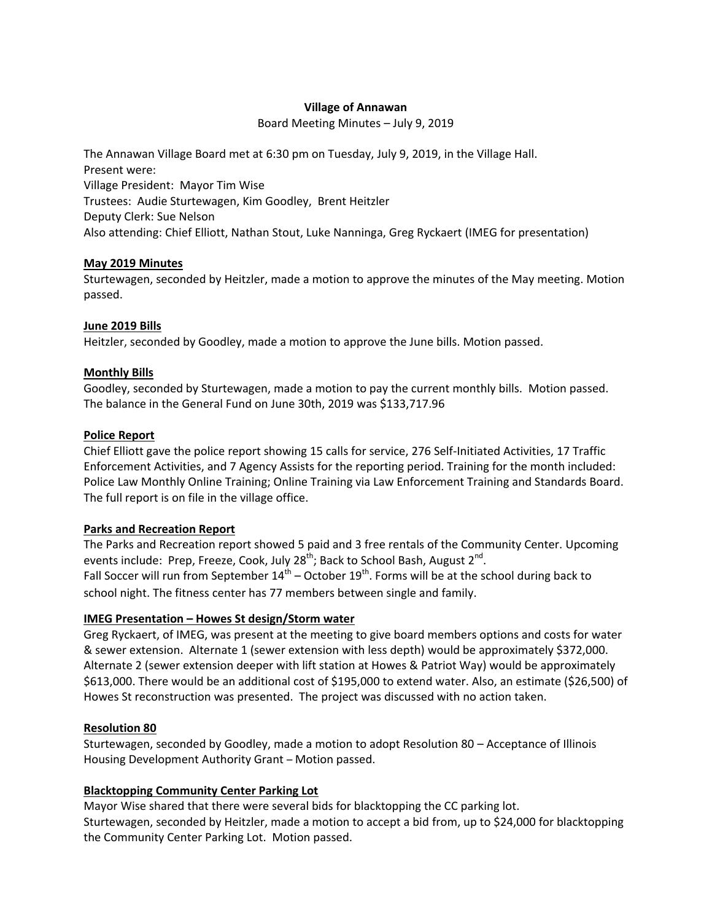# Village of Annawan

Board Meeting Minutes – July 9, 2019

The Annawan Village Board met at 6:30 pm on Tuesday, July 9, 2019, in the Village Hall.
Present were:
Village President: Mayor Tim Wise
Trustees: Audie Sturtewagen, Kim Goodley, Brent Heitzler
Deputy Clerk: Sue Nelson
Also attending: Chief Elliott, Nathan Stout, Luke Nanninga, Greg Ryckaert (IMEG for presentation)

**May 2019 Minutes**

Sturtewagen, seconded by Heitzler, made a motion to approve the minutes of the May meeting. Motion passed.

**June 2019 Bills**

Heitzler, seconded by Goodley, made a motion to approve the June bills. Motion passed.

**Monthly Bills**

Goodley, seconded by Sturtewagen, made a motion to pay the current monthly bills. Motion passed.
The balance in the General Fund on June 30th, 2019 was $133,717.96

**Police Report**

Chief Elliott gave the police report showing 15 calls for service, 276 Self-Initiated Activities, 17 Traffic Enforcement Activities, and 7 Agency Assists for the reporting period. Training for the month included: Police Law Monthly Online Training; Online Training via Law Enforcement Training and Standards Board. The full report is on file in the village office.

**Parks and Recreation Report**

The Parks and Recreation report showed 5 paid and 3 free rentals of the Community Center. Upcoming events include: Prep, Freeze, Cook, July 28th; Back to School Bash, August 2nd.
Fall Soccer will run from September 14th – October 19th. Forms will be at the school during back to school night. The fitness center has 77 members between single and family.

**IMEG Presentation – Howes St design/Storm water**

Greg Ryckaert, of IMEG, was present at the meeting to give board members options and costs for water & sewer extension. Alternate 1 (sewer extension with less depth) would be approximately $372,000. Alternate 2 (sewer extension deeper with lift station at Howes & Patriot Way) would be approximately $613,000. There would be an additional cost of $195,000 to extend water. Also, an estimate ($26,500) of Howes St reconstruction was presented. The project was discussed with no action taken.

**Resolution 80**

Sturtewagen, seconded by Goodley, made a motion to adopt Resolution 80 – Acceptance of Illinois Housing Development Authority Grant – Motion passed.

**Blacktopping Community Center Parking Lot**

Mayor Wise shared that there were several bids for blacktopping the CC parking lot.
Sturtewagen, seconded by Heitzler, made a motion to accept a bid from, up to $24,000 for blacktopping the Community Center Parking Lot. Motion passed.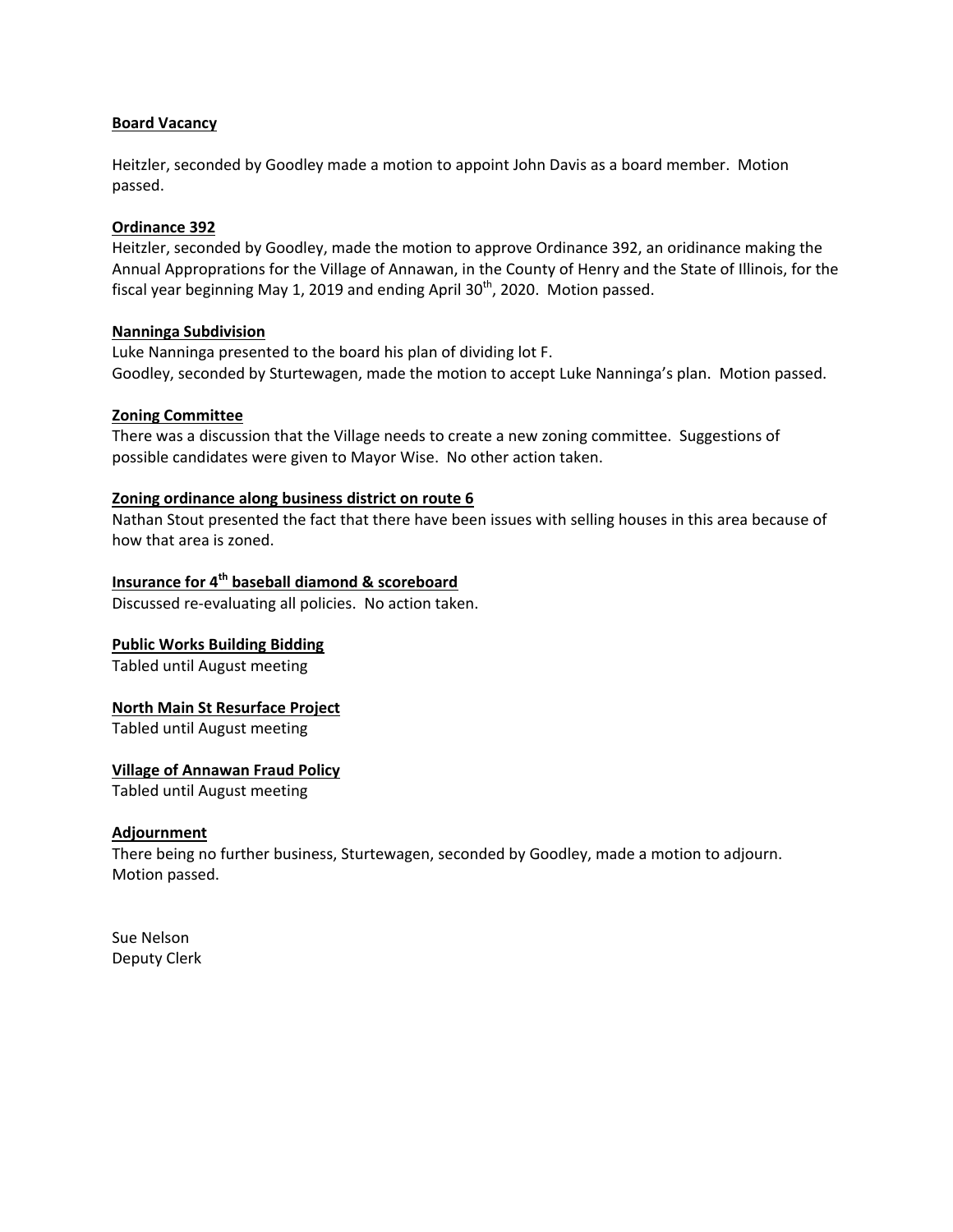**Board Vacancy**

Heitzler, seconded by Goodley made a motion to appoint John Davis as a board member. Motion passed.

**Ordinance 392**

Heitzler, seconded by Goodley, made the motion to approve Ordinance 392, an oridinance making the Annual Appropations for the Village of Annawan, in the County of Henry and the State of Illinois, for the fiscal year beginning May 1, 2019 and ending April 30th, 2020. Motion passed.

**Nanninga Subdivision**

Luke Nanninga presented to the board his plan of dividing lot F.
Goodley, seconded by Sturtewagen, made the motion to accept Luke Nanninga's plan. Motion passed.

**Zoning Committee**

There was a discussion that the Village needs to create a new zoning committee. Suggestions of possible candidates were given to Mayor Wise. No other action taken.

**Zoning ordinance along business district on route 6**

Nathan Stout presented the fact that there have been issues with selling houses in this area because of how that area is zoned.

**Insurance for 4th baseball diamond & scoreboard**

Discussed re-evaluating all policies. No action taken.

**Public Works Building Bidding**

Tabled until August meeting

**North Main St Resurface Project**

Tabled until August meeting

**Village of Annawan Fraud Policy**

Tabled until August meeting

**Adjournment**

There being no further business, Sturtewagen, seconded by Goodley, made a motion to adjourn. Motion passed.

Sue Nelson
Deputy Clerk